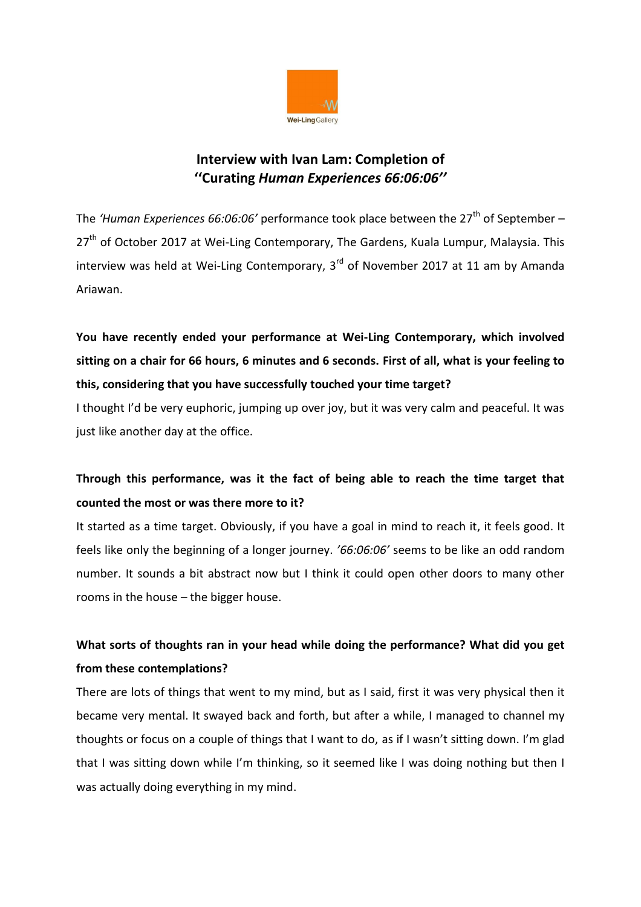# Interview with Ivan Lam: Completion of ''Curating *Human Experiences 66:06:06''*

The *'Human Experiences 66:06:06'* performance took place between the 27th of September – 27th of October 2017 at Wei-Ling Contemporary, The Gardens, Kuala Lumpur, Malaysia. This interview was held at Wei-Ling Contemporary, 3rd of November 2017 at 11 am by Amanda Ariawan.

**You have recently ended your performance at Wei-Ling Contemporary, which involved sitting on a chair for 66 hours, 6 minutes and 6 seconds. First of all, what is your feeling to this, considering that you have successfully touched your time target?**

I thought I'd be very euphoric, jumping up over joy, but it was very calm and peaceful. It was just like another day at the office.

**Through this performance, was it the fact of being able to reach the time target that counted the most or was there more to it?**

It started as a time target. Obviously, if you have a goal in mind to reach it, it feels good. It feels like only the beginning of a longer journey. *'66:06:06'* seems to be like an odd random number. It sounds a bit abstract now but I think it could open other doors to many other rooms in the house – the bigger house.

**What sorts of thoughts ran in your head while doing the performance? What did you get from these contemplations?**

There are lots of things that went to my mind, but as I said, first it was very physical then it became very mental. It swayed back and forth, but after a while, I managed to channel my thoughts or focus on a couple of things that I want to do, as if I wasn't sitting down. I'm glad that I was sitting down while I'm thinking, so it seemed like I was doing nothing but then I was actually doing everything in my mind.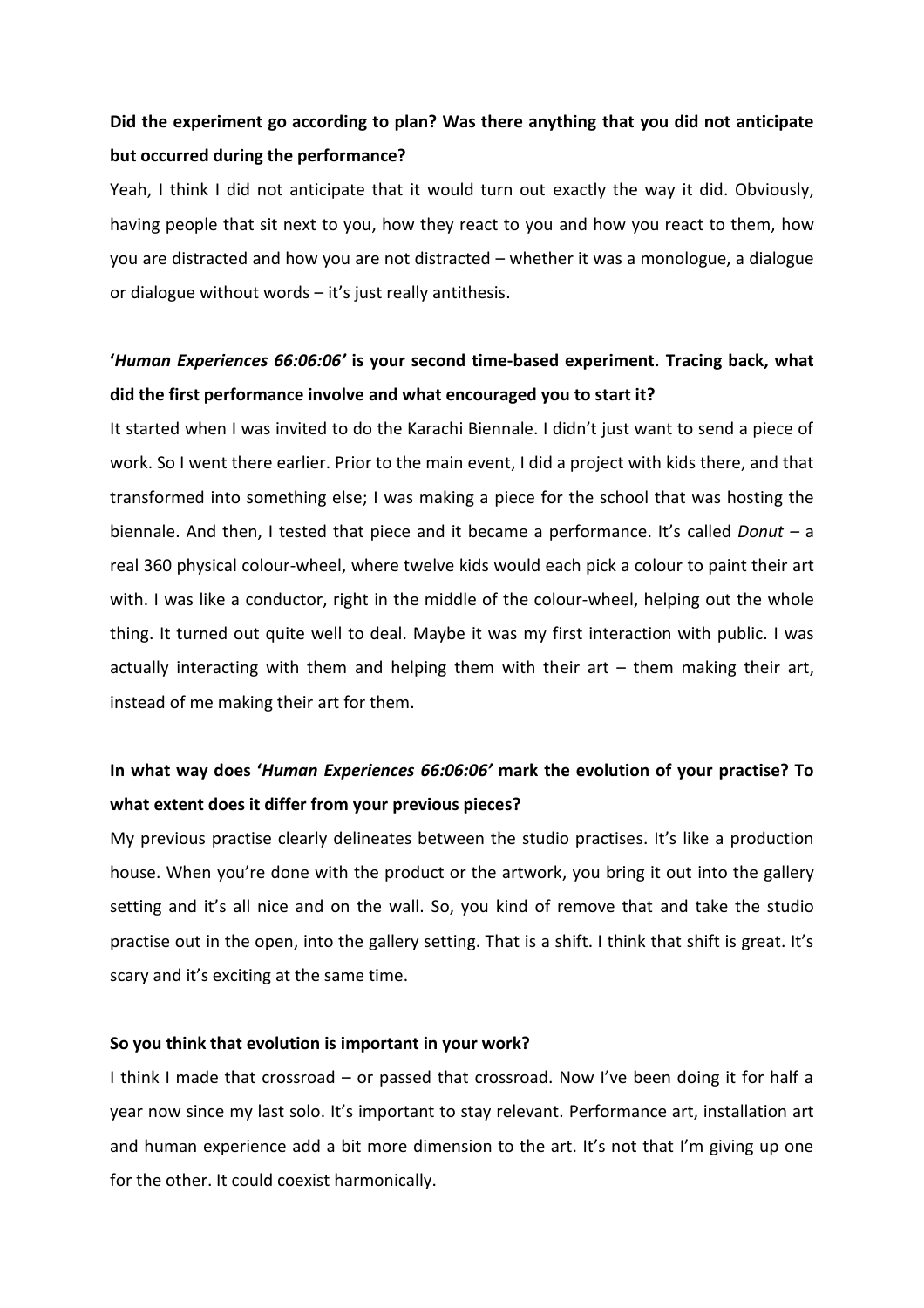**Did the experiment go according to plan? Was there anything that you did not anticipate but occurred during the performance?**

Yeah, I think I did not anticipate that it would turn out exactly the way it did. Obviously, having people that sit next to you, how they react to you and how you react to them, how you are distracted and how you are not distracted – whether it was a monologue, a dialogue or dialogue without words – it's just really antithesis.

**'*Human Experiences 66:06:06*' is your second time-based experiment. Tracing back, what did the first performance involve and what encouraged you to start it?**

It started when I was invited to do the Karachi Biennale. I didn't just want to send a piece of work. So I went there earlier. Prior to the main event, I did a project with kids there, and that transformed into something else; I was making a piece for the school that was hosting the biennale. And then, I tested that piece and it became a performance. It's called *Donut* – a real 360 physical colour-wheel, where twelve kids would each pick a colour to paint their art with. I was like a conductor, right in the middle of the colour-wheel, helping out the whole thing. It turned out quite well to deal. Maybe it was my first interaction with public. I was actually interacting with them and helping them with their art – them making their art, instead of me making their art for them.

**In what way does '*Human Experiences 66:06:06*' mark the evolution of your practise? To what extent does it differ from your previous pieces?**

My previous practise clearly delineates between the studio practises. It's like a production house. When you're done with the product or the artwork, you bring it out into the gallery setting and it's all nice and on the wall. So, you kind of remove that and take the studio practise out in the open, into the gallery setting. That is a shift. I think that shift is great. It's scary and it's exciting at the same time.

**So you think that evolution is important in your work?**

I think I made that crossroad – or passed that crossroad. Now I've been doing it for half a year now since my last solo. It's important to stay relevant. Performance art, installation art and human experience add a bit more dimension to the art. It's not that I'm giving up one for the other. It could coexist harmonically.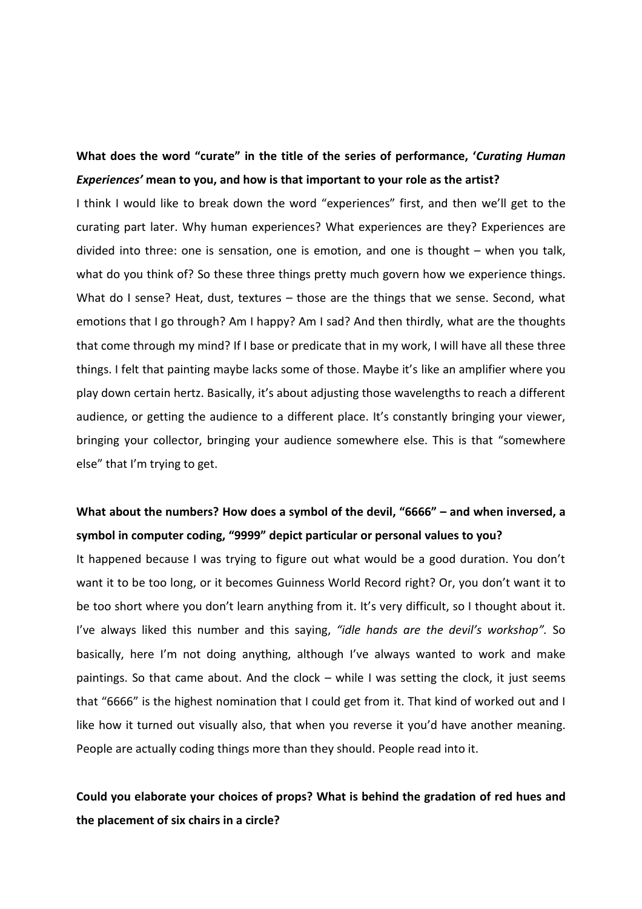**What does the word "curate" in the title of the series of performance, '*Curating Human Experiences'* mean to you, and how is that important to your role as the artist?**

I think I would like to break down the word "experiences" first, and then we'll get to the curating part later. Why human experiences? What experiences are they? Experiences are divided into three: one is sensation, one is emotion, and one is thought – when you talk, what do you think of? So these three things pretty much govern how we experience things. What do I sense? Heat, dust, textures – those are the things that we sense. Second, what emotions that I go through? Am I happy? Am I sad? And then thirdly, what are the thoughts that come through my mind? If I base or predicate that in my work, I will have all these three things. I felt that painting maybe lacks some of those. Maybe it's like an amplifier where you play down certain hertz. Basically, it's about adjusting those wavelengths to reach a different audience, or getting the audience to a different place. It's constantly bringing your viewer, bringing your collector, bringing your audience somewhere else. This is that "somewhere else" that I'm trying to get.

**What about the numbers? How does a symbol of the devil, "6666" – and when inversed, a symbol in computer coding, "9999" depict particular or personal values to you?**

It happened because I was trying to figure out what would be a good duration. You don't want it to be too long, or it becomes Guinness World Record right? Or, you don't want it to be too short where you don't learn anything from it. It's very difficult, so I thought about it. I've always liked this number and this saying, *"idle hands are the devil's workshop".* So basically, here I'm not doing anything, although I've always wanted to work and make paintings. So that came about. And the clock – while I was setting the clock, it just seems that "6666" is the highest nomination that I could get from it. That kind of worked out and I like how it turned out visually also, that when you reverse it you'd have another meaning. People are actually coding things more than they should. People read into it.

**Could you elaborate your choices of props? What is behind the gradation of red hues and the placement of six chairs in a circle?**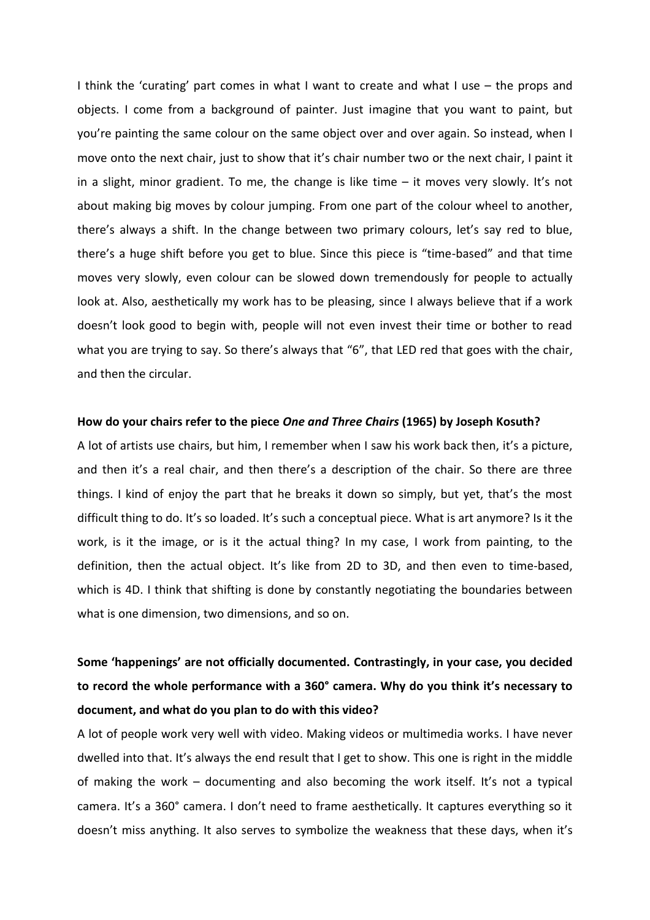I think the 'curating' part comes in what I want to create and what I use – the props and objects. I come from a background of painter. Just imagine that you want to paint, but you're painting the same colour on the same object over and over again. So instead, when I move onto the next chair, just to show that it's chair number two or the next chair, I paint it in a slight, minor gradient. To me, the change is like time – it moves very slowly. It's not about making big moves by colour jumping. From one part of the colour wheel to another, there's always a shift. In the change between two primary colours, let's say red to blue, there's a huge shift before you get to blue. Since this piece is "time-based" and that time moves very slowly, even colour can be slowed down tremendously for people to actually look at. Also, aesthetically my work has to be pleasing, since I always believe that if a work doesn't look good to begin with, people will not even invest their time or bother to read what you are trying to say. So there's always that "6", that LED red that goes with the chair, and then the circular.

**How do your chairs refer to the piece *One and Three Chairs* (1965) by Joseph Kosuth?**

A lot of artists use chairs, but him, I remember when I saw his work back then, it's a picture, and then it's a real chair, and then there's a description of the chair. So there are three things. I kind of enjoy the part that he breaks it down so simply, but yet, that's the most difficult thing to do. It's so loaded. It's such a conceptual piece. What is art anymore? Is it the work, is it the image, or is it the actual thing? In my case, I work from painting, to the definition, then the actual object. It's like from 2D to 3D, and then even to time-based, which is 4D. I think that shifting is done by constantly negotiating the boundaries between what is one dimension, two dimensions, and so on.

**Some 'happenings' are not officially documented. Contrastingly, in your case, you decided to record the whole performance with a 360° camera. Why do you think it's necessary to document, and what do you plan to do with this video?**

A lot of people work very well with video. Making videos or multimedia works. I have never dwelled into that. It's always the end result that I get to show. This one is right in the middle of making the work – documenting and also becoming the work itself. It's not a typical camera. It's a 360° camera. I don't need to frame aesthetically. It captures everything so it doesn't miss anything. It also serves to symbolize the weakness that these days, when it's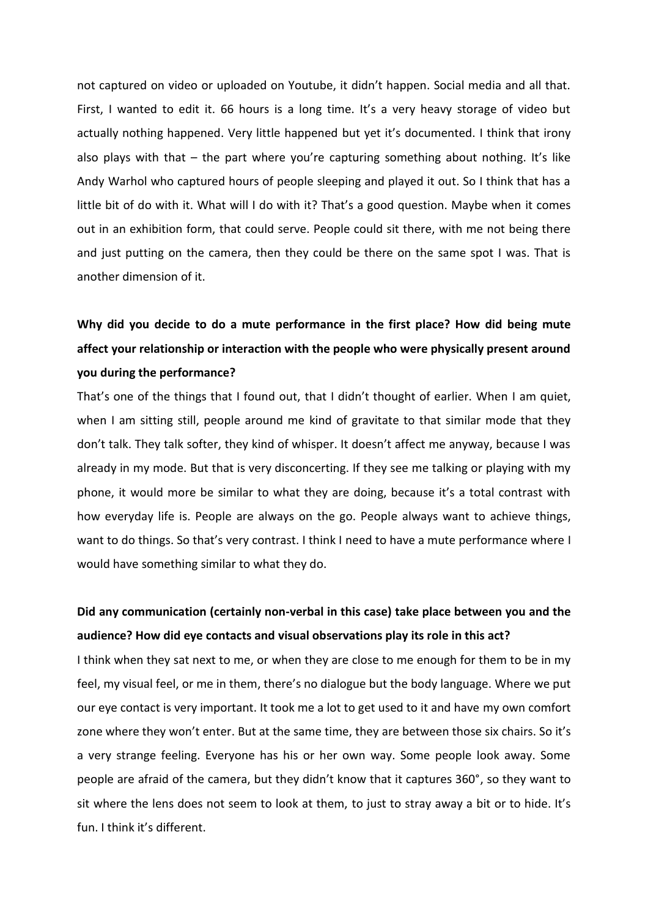not captured on video or uploaded on Youtube, it didn't happen. Social media and all that. First, I wanted to edit it. 66 hours is a long time. It's a very heavy storage of video but actually nothing happened. Very little happened but yet it's documented. I think that irony also plays with that – the part where you're capturing something about nothing. It's like Andy Warhol who captured hours of people sleeping and played it out. So I think that has a little bit of do with it. What will I do with it? That's a good question. Maybe when it comes out in an exhibition form, that could serve. People could sit there, with me not being there and just putting on the camera, then they could be there on the same spot I was. That is another dimension of it.

**Why did you decide to do a mute performance in the first place? How did being mute affect your relationship or interaction with the people who were physically present around you during the performance?**

That's one of the things that I found out, that I didn't thought of earlier. When I am quiet, when I am sitting still, people around me kind of gravitate to that similar mode that they don't talk. They talk softer, they kind of whisper. It doesn't affect me anyway, because I was already in my mode. But that is very disconcerting. If they see me talking or playing with my phone, it would more be similar to what they are doing, because it's a total contrast with how everyday life is. People are always on the go. People always want to achieve things, want to do things. So that's very contrast. I think I need to have a mute performance where I would have something similar to what they do.

**Did any communication (certainly non-verbal in this case) take place between you and the audience? How did eye contacts and visual observations play its role in this act?**

I think when they sat next to me, or when they are close to me enough for them to be in my feel, my visual feel, or me in them, there's no dialogue but the body language. Where we put our eye contact is very important. It took me a lot to get used to it and have my own comfort zone where they won't enter. But at the same time, they are between those six chairs. So it's a very strange feeling. Everyone has his or her own way. Some people look away. Some people are afraid of the camera, but they didn't know that it captures 360°, so they want to sit where the lens does not seem to look at them, to just to stray away a bit or to hide. It's fun. I think it's different.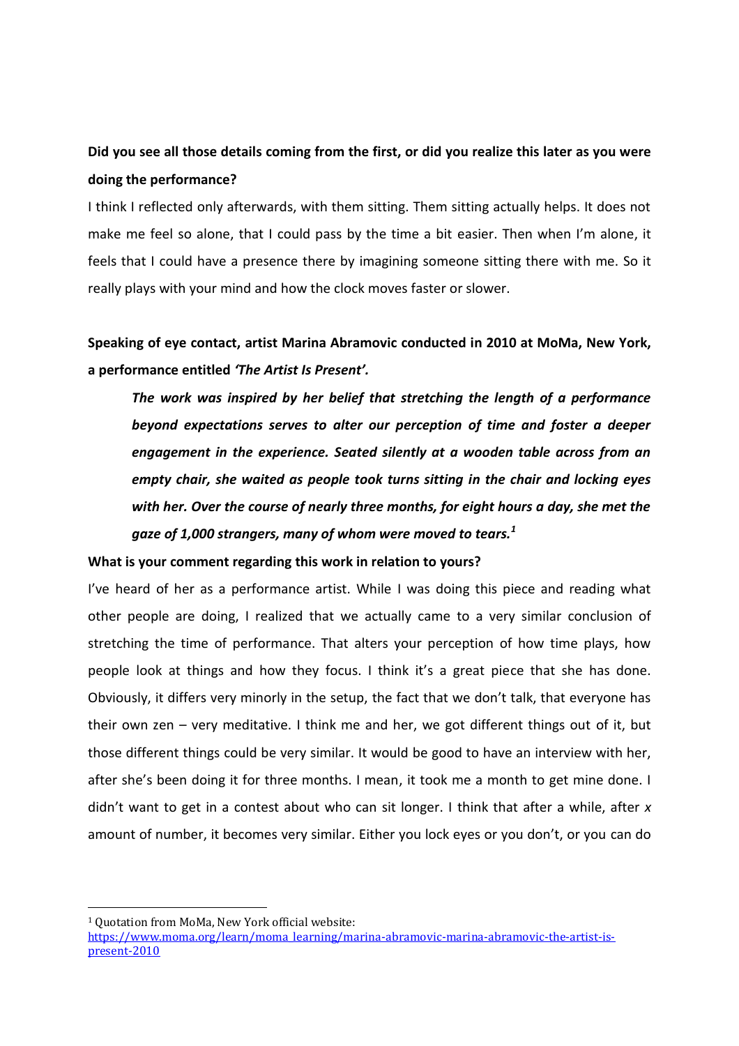**Did you see all those details coming from the first, or did you realize this later as you were doing the performance?**

I think I reflected only afterwards, with them sitting. Them sitting actually helps. It does not make me feel so alone, that I could pass by the time a bit easier. Then when I'm alone, it feels that I could have a presence there by imagining someone sitting there with me. So it really plays with your mind and how the clock moves faster or slower.

**Speaking of eye contact, artist Marina Abramovic conducted in 2010 at MoMa, New York, a performance entitled *'The Artist Is Present'*.**

> ***The work was inspired by her belief that stretching the length of a performance beyond expectations serves to alter our perception of time and foster a deeper engagement in the experience. Seated silently at a wooden table across from an empty chair, she waited as people took turns sitting in the chair and locking eyes with her. Over the course of nearly three months, for eight hours a day, she met the gaze of 1,000 strangers, many of whom were moved to tears.*** [1]

**What is your comment regarding this work in relation to yours?**

I've heard of her as a performance artist. While I was doing this piece and reading what other people are doing, I realized that we actually came to a very similar conclusion of stretching the time of performance. That alters your perception of how time plays, how people look at things and how they focus. I think it's a great piece that she has done. Obviously, it differs very minorly in the setup, the fact that we don't talk, that everyone has their own zen – very meditative. I think me and her, we got different things out of it, but those different things could be very similar. It would be good to have an interview with her, after she's been doing it for three months. I mean, it took me a month to get mine done. I didn't want to get in a contest about who can sit longer. I think that after a while, after *x* amount of number, it becomes very similar. Either you lock eyes or you don't, or you can do

---

[1] Quotation from MoMa, New York official website: https://www.moma.org/learn/moma_learning/marina-abramovic-marina-abramovic-the-artist-is-present-2010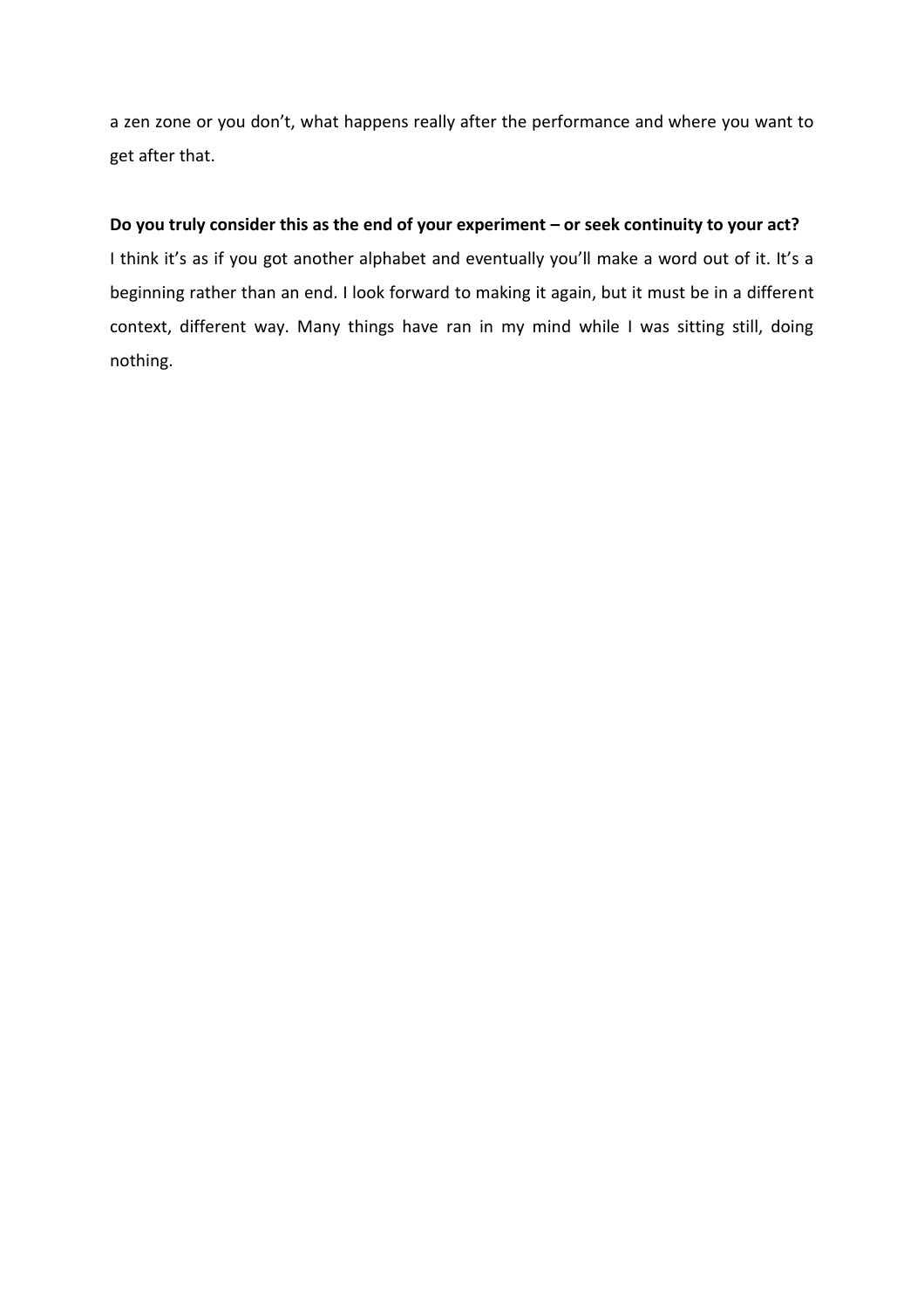a zen zone or you don't, what happens really after the performance and where you want to get after that.

**Do you truly consider this as the end of your experiment – or seek continuity to your act?**

I think it's as if you got another alphabet and eventually you'll make a word out of it. It's a beginning rather than an end. I look forward to making it again, but it must be in a different context, different way. Many things have ran in my mind while I was sitting still, doing nothing.